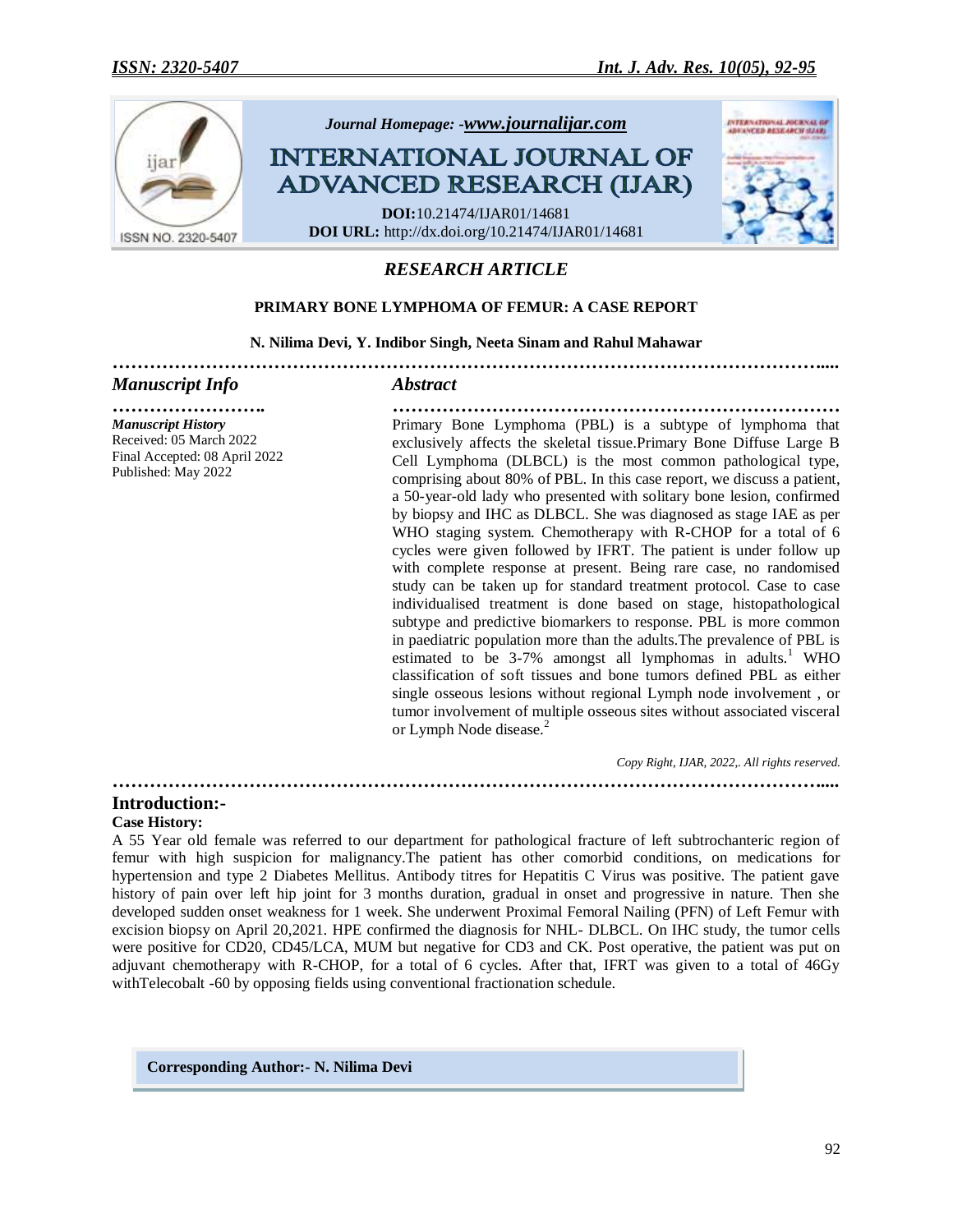# RESEARCH ARTICLE

## PRIMARY BONE LYMPHOMA OF FEMUR: A CASE REPORT

**N. Nilima Devi, Y. Indibor Singh, Neeta Sinam and Rahul Mahawar**

### Manuscript Info

***Manuscript History***
Received: 05 March 2022
Final Accepted: 08 April 2022
Published: May 2022

### Abstract

Primary Bone Lymphoma (PBL) is a subtype of lymphoma that exclusively affects the skeletal tissue.Primary Bone Diffuse Large B Cell Lymphoma (DLBCL) is the most common pathological type, comprising about 80% of PBL. In this case report, we discuss a patient, a 50-year-old lady who presented with solitary bone lesion, confirmed by biopsy and IHC as DLBCL. She was diagnosed as stage IAE as per WHO staging system. Chemotherapy with R-CHOP for a total of 6 cycles were given followed by IFRT. The patient is under follow up with complete response at present. Being rare case, no randomised study can be taken up for standard treatment protocol. Case to case individualised treatment is done based on stage, histopathological subtype and predictive biomarkers to response. PBL is more common in paediatric population more than the adults.The prevalence of PBL is estimated to be 3-7% amongst all lymphomas in adults.[1] WHO classification of soft tissues and bone tumors defined PBL as either single osseous lesions without regional Lymph node involvement , or tumor involvement of multiple osseous sites without associated visceral or Lymph Node disease.[2]

*Copy Right, IJAR, 2022,. All rights reserved.*

## Introduction:-

**Case History:**

A 55 Year old female was referred to our department for pathological fracture of left subtrochanteric region of femur with high suspicion for malignancy.The patient has other comorbid conditions, on medications for hypertension and type 2 Diabetes Mellitus. Antibody titres for Hepatitis C Virus was positive. The patient gave history of pain over left hip joint for 3 months duration, gradual in onset and progressive in nature. Then she developed sudden onset weakness for 1 week. She underwent Proximal Femoral Nailing (PFN) of Left Femur with excision biopsy on April 20,2021. HPE confirmed the diagnosis for NHL- DLBCL. On IHC study, the tumor cells were positive for CD20, CD45/LCA, MUM but negative for CD3 and CK. Post operative, the patient was put on adjuvant chemotherapy with R-CHOP, for a total of 6 cycles. After that, IFRT was given to a total of 46Gy withTelecobalt -60 by opposing fields using conventional fractionation schedule.

**Corresponding Author:- N. Nilima Devi**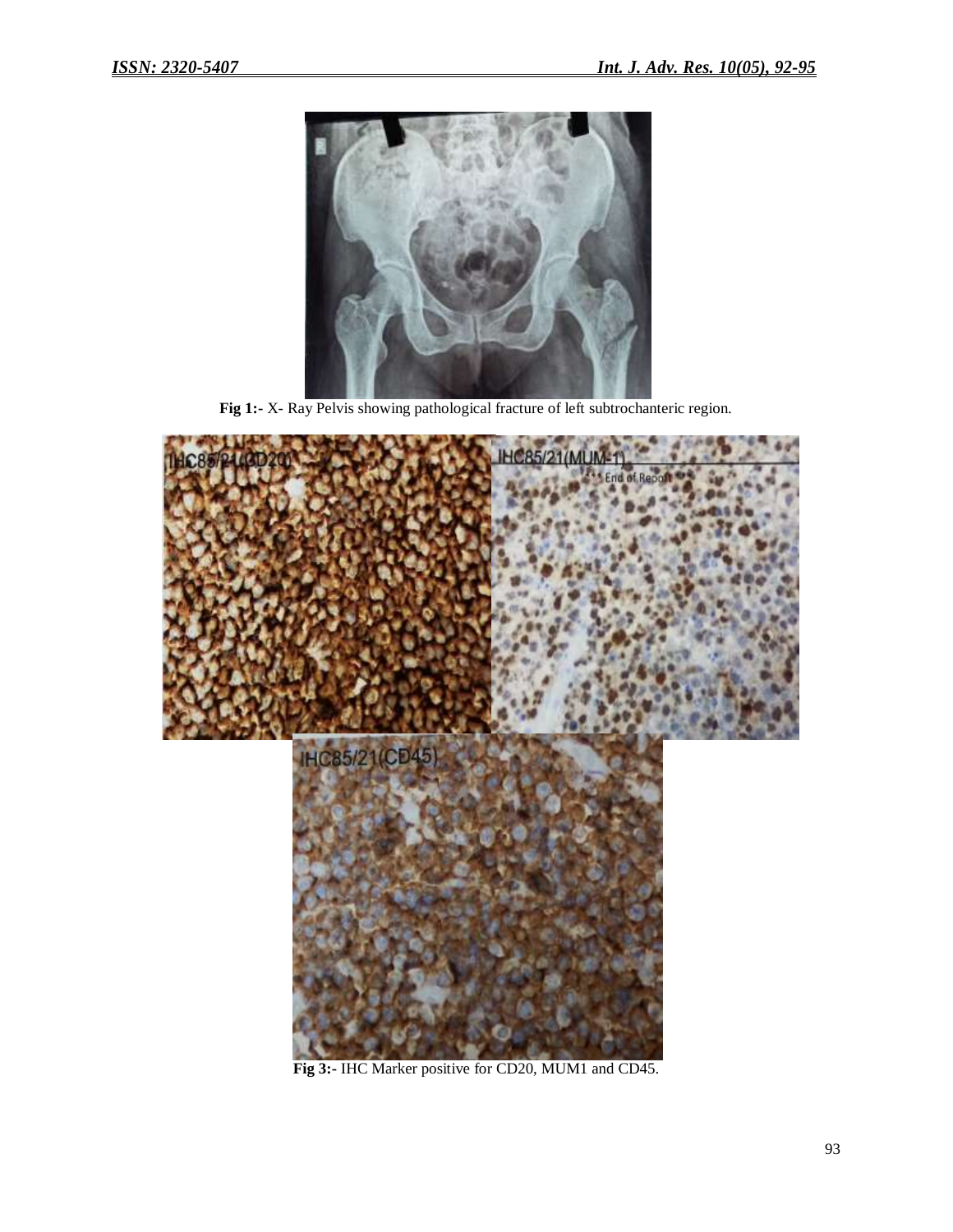Fig 1:- X- Ray Pelvis showing pathological fracture of left subtrochanteric region.

Fig 3:- IHC Marker positive for CD20, MUM1 and CD45.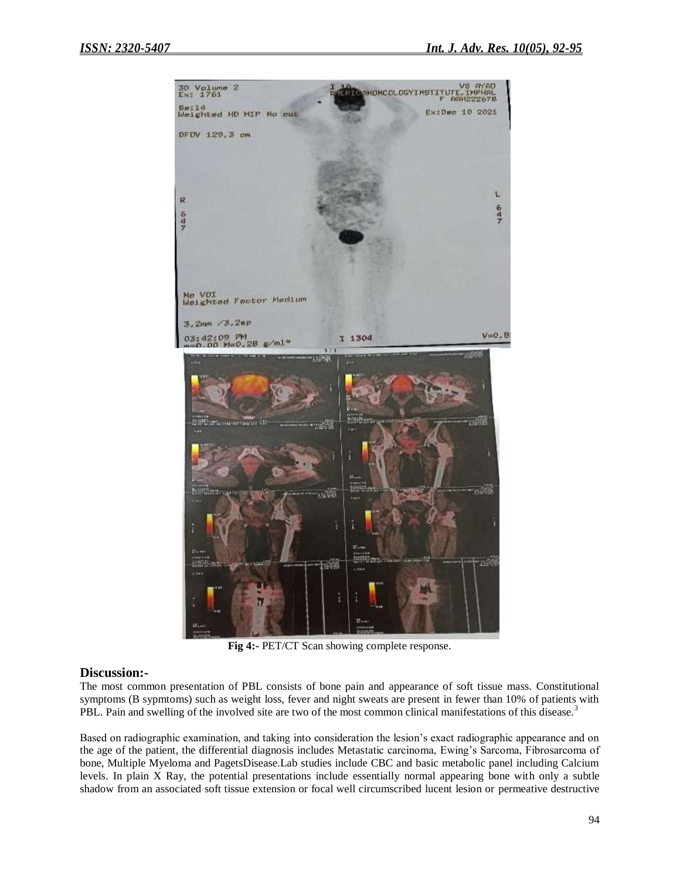Fig 4:- PET/CT Scan showing complete response.

## Discussion:-

The most common presentation of PBL consists of bone pain and appearance of soft tissue mass. Constitutional symptoms (B sypmtoms) such as weight loss, fever and night sweats are present in fewer than 10% of patients with PBL. Pain and swelling of the involved site are two of the most common clinical manifestations of this disease.[3]

Based on radiographic examination, and taking into consideration the lesion's exact radiographic appearance and on the age of the patient, the differential diagnosis includes Metastatic carcinoma, Ewing's Sarcoma, Fibrosarcoma of bone, Multiple Myeloma and PagetsDisease.Lab studies include CBC and basic metabolic panel including Calcium levels. In plain X Ray, the potential presentations include essentially normal appearing bone with only a subtle shadow from an associated soft tissue extension or focal well circumscribed lucent lesion or permeative destructive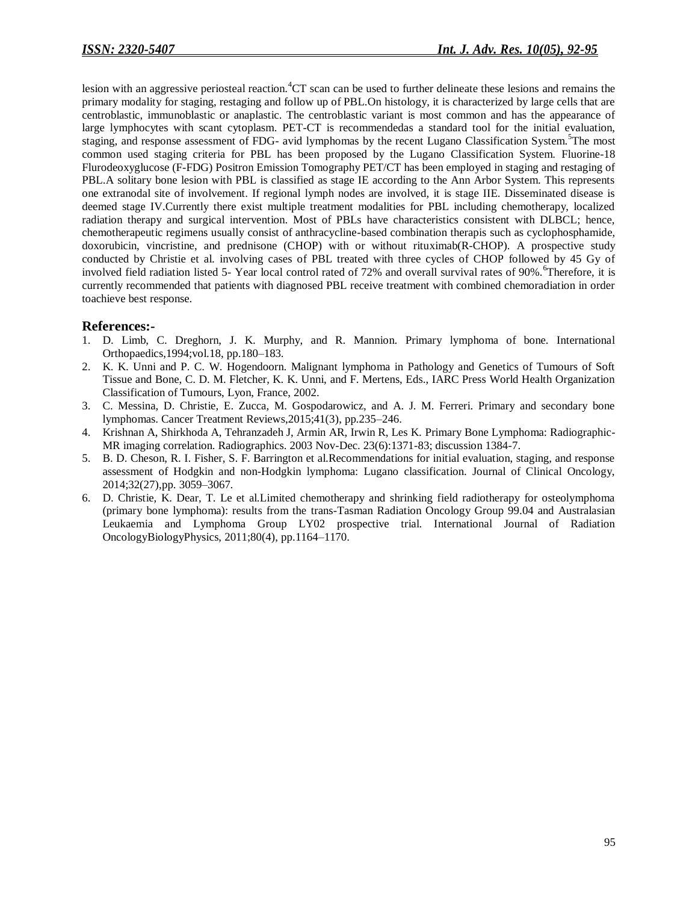lesion with an aggressive periosteal reaction.[4]CT scan can be used to further delineate these lesions and remains the primary modality for staging, restaging and follow up of PBL.On histology, it is characterized by large cells that are centroblastic, immunoblastic or anaplastic. The centroblastic variant is most common and has the appearance of large lymphocytes with scant cytoplasm. PET-CT is recommendedas a standard tool for the initial evaluation, staging, and response assessment of FDG- avid lymphomas by the recent Lugano Classification System.[5]The most common used staging criteria for PBL has been proposed by the Lugano Classification System. Fluorine-18 Flurodeoxyglucose (F-FDG) Positron Emission Tomography PET/CT has been employed in staging and restaging of PBL.A solitary bone lesion with PBL is classified as stage IE according to the Ann Arbor System. This represents one extranodal site of involvement. If regional lymph nodes are involved, it is stage IIE. Disseminated disease is deemed stage IV.Currently there exist multiple treatment modalities for PBL including chemotherapy, localized radiation therapy and surgical intervention. Most of PBLs have characteristics consistent with DLBCL; hence, chemotherapeutic regimens usually consist of anthracycline-based combination therapis such as cyclophosphamide, doxorubicin, vincristine, and prednisone (CHOP) with or without rituximab(R-CHOP). A prospective study conducted by Christie et al. involving cases of PBL treated with three cycles of CHOP followed by 45 Gy of involved field radiation listed 5- Year local control rated of 72% and overall survival rates of 90%.[6]Therefore, it is currently recommended that patients with diagnosed PBL receive treatment with combined chemoradiation in order toachieve best response.

## References:-

1. D. Limb, C. Dreghorn, J. K. Murphy, and R. Mannion. Primary lymphoma of bone. International Orthopaedics,1994;vol.18, pp.180–183.
2. K. K. Unni and P. C. W. Hogendoorn. Malignant lymphoma in Pathology and Genetics of Tumours of Soft Tissue and Bone, C. D. M. Fletcher, K. K. Unni, and F. Mertens, Eds., IARC Press World Health Organization Classification of Tumours, Lyon, France, 2002.
3. C. Messina, D. Christie, E. Zucca, M. Gospodarowicz, and A. J. M. Ferreri. Primary and secondary bone lymphomas. Cancer Treatment Reviews,2015;41(3), pp.235–246.
4. Krishnan A, Shirkhoda A, Tehranzadeh J, Armin AR, Irwin R, Les K. Primary Bone Lymphoma: Radiographic-MR imaging correlation. Radiographics. 2003 Nov-Dec. 23(6):1371-83; discussion 1384-7.
5. B. D. Cheson, R. I. Fisher, S. F. Barrington et al.Recommendations for initial evaluation, staging, and response assessment of Hodgkin and non-Hodgkin lymphoma: Lugano classification. Journal of Clinical Oncology, 2014;32(27),pp. 3059–3067.
6. D. Christie, K. Dear, T. Le et al.Limited chemotherapy and shrinking field radiotherapy for osteolymphoma (primary bone lymphoma): results from the trans-Tasman Radiation Oncology Group 99.04 and Australasian Leukaemia and Lymphoma Group LY02 prospective trial. International Journal of Radiation OncologyBiologyPhysics, 2011;80(4), pp.1164–1170.